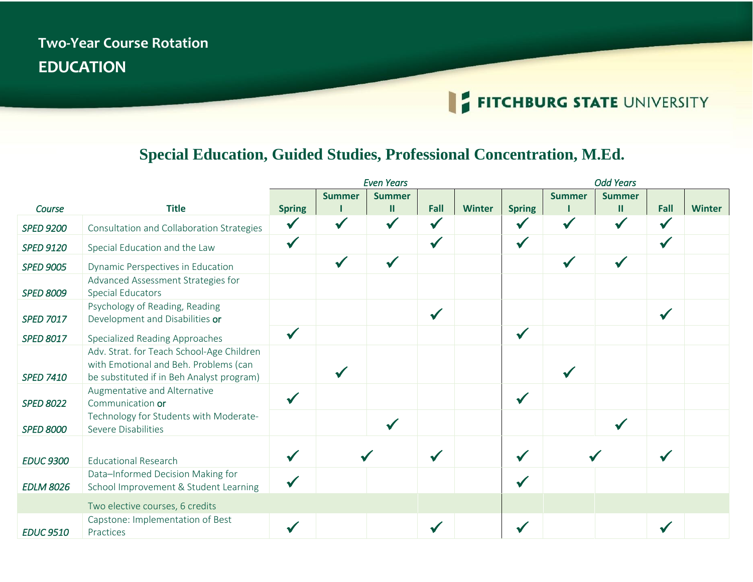# Two-Year Course Rotation

## EDUCATION

FITCHBURG STATE UNIVERSITY

## Special Education, Guided Studies, Professional Concentration, M.Ed.

| | | *Even Years* | | | | | *Odd Years* | | | | |
|---|---|---|---|---|---|---|---|---|---|---|---|
| *Course* | **Title** | **Spring** | **Summer I** | **Summer II** | **Fall** | **Winter** | **Spring** | **Summer I** | **Summer II** | **Fall** | **Winter** |
| *SPED 9200* | Consultation and Collaboration Strategies | ✓ | ✓ | ✓ | ✓ | | ✓ | ✓ | ✓ | ✓ | |
| *SPED 9120* | Special Education and the Law | ✓ | | | ✓ | | ✓ | | | ✓ | |
| *SPED 9005* | Dynamic Perspectives in Education | | ✓ | ✓ | | | | ✓ | ✓ | | |
| *SPED 8009* | Advanced Assessment Strategies for Special Educators | | | | | | | | | | |
| *SPED 7017* | Psychology of Reading, Reading Development and Disabilities **or** | | | | ✓ | | | | | ✓ | |
| *SPED 8017* | Specialized Reading Approaches | ✓ | | | | | ✓ | | | | |
| *SPED 7410* | Adv. Strat. for Teach School-Age Children with Emotional and Beh. Problems (can be substituted if in Beh Analyst program) | | ✓ | | | | | ✓ | | | |
| *SPED 8022* | Augmentative and Alternative Communication **or** | ✓ | | | | | ✓ | | | | |
| *SPED 8000* | Technology for Students with Moderate-Severe Disabilities | | | ✓ | | | | | ✓ | | |
| *EDUC 9300* | Educational Research | ✓ | ✓ | | ✓ | | ✓ | ✓ | | ✓ | |
| *EDLM 8026* | Data–Informed Decision Making for School Improvement & Student Learning | ✓ | | | | | ✓ | | | | |
| | Two elective courses, 6 credits | | | | | | | | | | |
| *EDUC 9510* | Capstone: Implementation of Best Practices | ✓ | | | ✓ | | ✓ | | | ✓ | |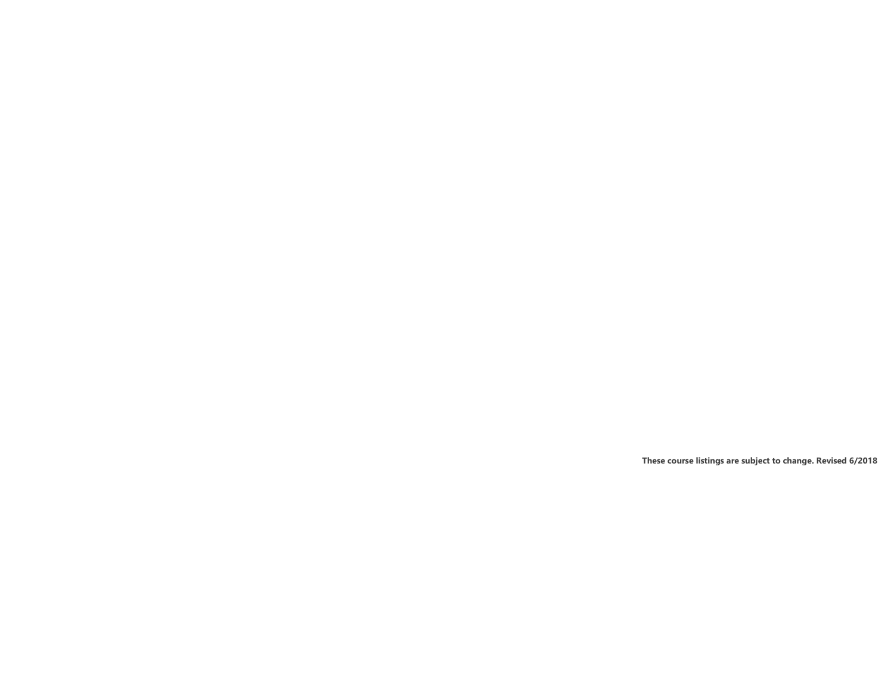**These course listings are subject to change. Revised 6/2018**